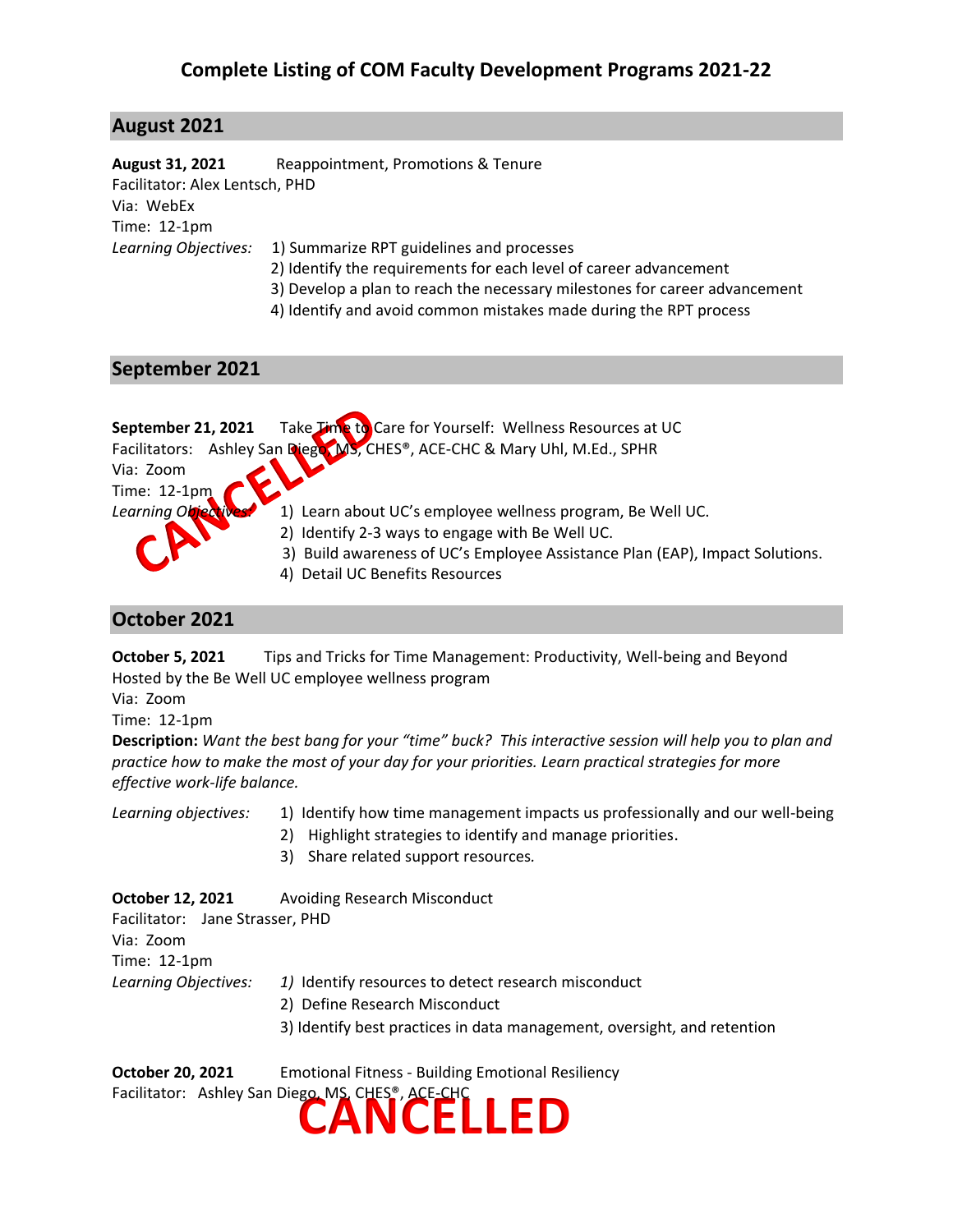# Complete Listing of COM Faculty Development Programs 2021-22

## August 2021

**August 31, 2021** Reappointment, Promotions & Tenure
Facilitator: Alex Lentsch, PHD
Via: WebEx
Time: 12-1pm
*Learning Objectives:*
1) Summarize RPT guidelines and processes
2) Identify the requirements for each level of career advancement
3) Develop a plan to reach the necessary milestones for career advancement
4) Identify and avoid common mistakes made during the RPT process

## September 2021

**September 21, 2021** Take Time to Care for Yourself: Wellness Resources at UC
Facilitators: Ashley San Diego, MS, CHES®, ACE-CHC & Mary Uhl, M.Ed., SPHR
Via: Zoom
Time: 12-1pm
*Learning Objectives:*
1) Learn about UC's employee wellness program, Be Well UC.
2) Identify 2-3 ways to engage with Be Well UC.
3) Build awareness of UC's Employee Assistance Plan (EAP), Impact Solutions.
4) Detail UC Benefits Resources

CANCELLED

## October 2021

**October 5, 2021** Tips and Tricks for Time Management: Productivity, Well-being and Beyond
Hosted by the Be Well UC employee wellness program
Via: Zoom
Time: 12-1pm
**Description:** *Want the best bang for your "time" buck? This interactive session will help you to plan and practice how to make the most of your day for your priorities. Learn practical strategies for more effective work-life balance.*

*Learning objectives:*
1) Identify how time management impacts us professionally and our well-being
2) Highlight strategies to identify and manage priorities.
3) Share related support resources.

**October 12, 2021** Avoiding Research Misconduct
Facilitator: Jane Strasser, PHD
Via: Zoom
Time: 12-1pm
*Learning Objectives:*
1) Identify resources to detect research misconduct
2) Define Research Misconduct
3) Identify best practices in data management, oversight, and retention

**October 20, 2021** Emotional Fitness - Building Emotional Resiliency
Facilitator: Ashley San Diego, MS, CHES®, ACE-CHC

CANCELLED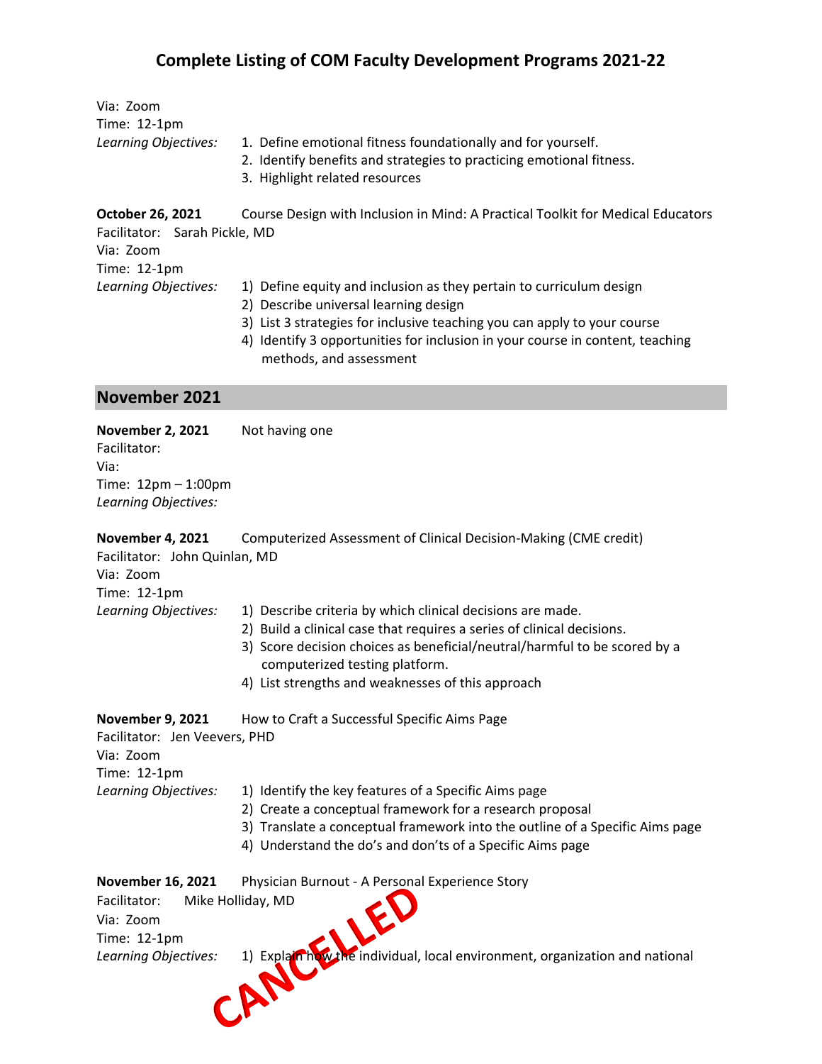Via: Zoom
Time: 12-1pm
*Learning Objectives:*
1. Define emotional fitness foundationally and for yourself.
2. Identify benefits and strategies to practicing emotional fitness.
3. Highlight related resources

**October 26, 2021** Course Design with Inclusion in Mind: A Practical Toolkit for Medical Educators
Facilitator: Sarah Pickle, MD
Via: Zoom
Time: 12-1pm
*Learning Objectives:*
1) Define equity and inclusion as they pertain to curriculum design
2) Describe universal learning design
3) List 3 strategies for inclusive teaching you can apply to your course
4) Identify 3 opportunities for inclusion in your course in content, teaching methods, and assessment

## November 2021

**November 2, 2021** Not having one
Facilitator:
Via:
Time: 12pm – 1:00pm
*Learning Objectives:*

**November 4, 2021** Computerized Assessment of Clinical Decision-Making (CME credit)
Facilitator: John Quinlan, MD
Via: Zoom
Time: 12-1pm
*Learning Objectives:*
1) Describe criteria by which clinical decisions are made.
2) Build a clinical case that requires a series of clinical decisions.
3) Score decision choices as beneficial/neutral/harmful to be scored by a computerized testing platform.
4) List strengths and weaknesses of this approach

**November 9, 2021** How to Craft a Successful Specific Aims Page
Facilitator: Jen Veevers, PHD
Via: Zoom
Time: 12-1pm
*Learning Objectives:*
1) Identify the key features of a Specific Aims page
2) Create a conceptual framework for a research proposal
3) Translate a conceptual framework into the outline of a Specific Aims page
4) Understand the do's and don'ts of a Specific Aims page

**November 16, 2021** Physician Burnout - A Personal Experience Story
Facilitator: Mike Holliday, MD
Via: Zoom
Time: 12-1pm
*Learning Objectives:*
1) Explain how the individual, local environment, organization and national

CANCELLED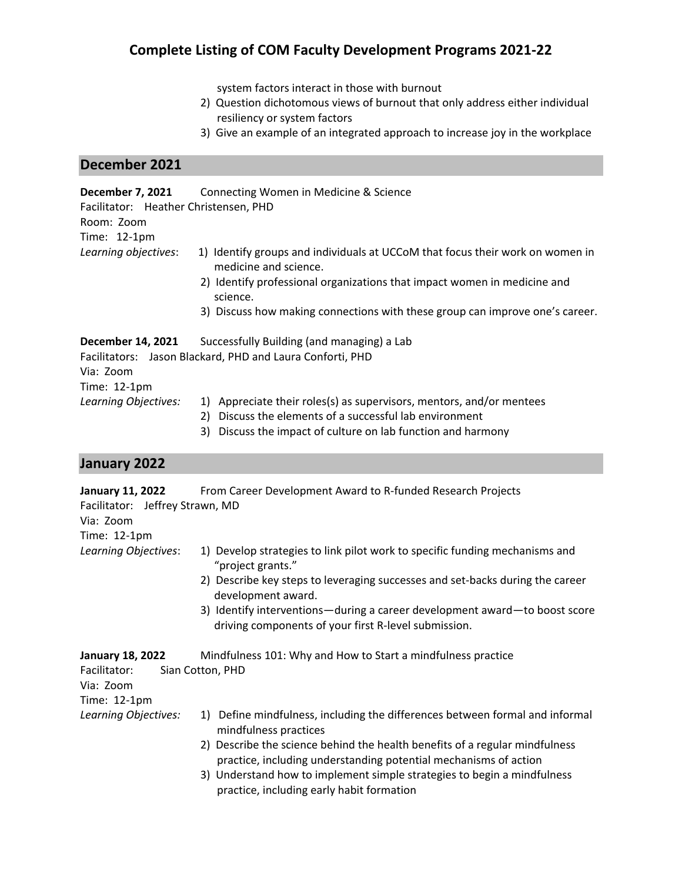system factors interact in those with burnout

2) Question dichotomous views of burnout that only address either individual resiliency or system factors
3) Give an example of an integrated approach to increase joy in the workplace

## December 2021

**December 7, 2021** Connecting Women in Medicine & Science
Facilitator: Heather Christensen, PHD
Room: Zoom
Time: 12-1pm
*Learning objectives*:

1) Identify groups and individuals at UCCoM that focus their work on women in medicine and science.
2) Identify professional organizations that impact women in medicine and science.
3) Discuss how making connections with these group can improve one's career.

**December 14, 2021** Successfully Building (and managing) a Lab
Facilitators: Jason Blackard, PHD and Laura Conforti, PHD
Via: Zoom
Time: 12-1pm
*Learning Objectives:*

1) Appreciate their roles(s) as supervisors, mentors, and/or mentees
2) Discuss the elements of a successful lab environment
3) Discuss the impact of culture on lab function and harmony

## January 2022

**January 11, 2022** From Career Development Award to R-funded Research Projects
Facilitator: Jeffrey Strawn, MD
Via: Zoom
Time: 12-1pm
*Learning Objectives*:

1) Develop strategies to link pilot work to specific funding mechanisms and "project grants."
2) Describe key steps to leveraging successes and set-backs during the career development award.
3) Identify interventions—during a career development award—to boost score driving components of your first R-level submission.

**January 18, 2022** Mindfulness 101: Why and How to Start a mindfulness practice
Facilitator: Sian Cotton, PHD
Via: Zoom
Time: 12-1pm
*Learning Objectives:*

1) Define mindfulness, including the differences between formal and informal mindfulness practices
2) Describe the science behind the health benefits of a regular mindfulness practice, including understanding potential mechanisms of action
3) Understand how to implement simple strategies to begin a mindfulness practice, including early habit formation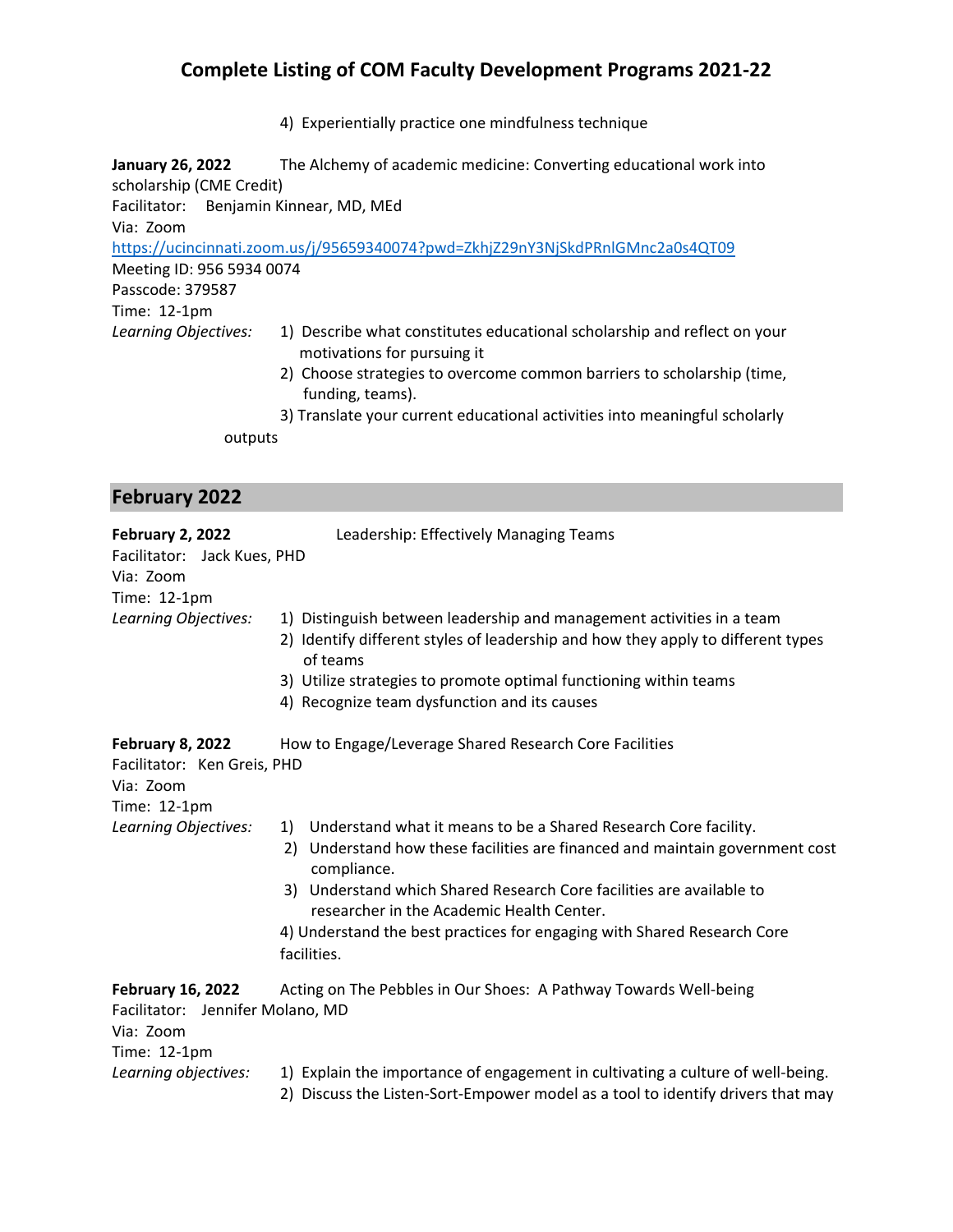4) Experientially practice one mindfulness technique

**January 26, 2022** The Alchemy of academic medicine: Converting educational work into scholarship (CME Credit)
Facilitator: Benjamin Kinnear, MD, MEd
Via: Zoom
https://ucincinnati.zoom.us/j/95659340074?pwd=ZkhjZ29nY3NjSkdPRnlGMnc2a0s4QT09
Meeting ID: 956 5934 0074
Passcode: 379587
Time: 12-1pm
*Learning Objectives:*

1) Describe what constitutes educational scholarship and reflect on your motivations for pursuing it
2) Choose strategies to overcome common barriers to scholarship (time, funding, teams).
3) Translate your current educational activities into meaningful scholarly outputs

## February 2022

**February 2, 2022** Leadership: Effectively Managing Teams
Facilitator: Jack Kues, PHD
Via: Zoom
Time: 12-1pm
*Learning Objectives:*

1) Distinguish between leadership and management activities in a team
2) Identify different styles of leadership and how they apply to different types of teams
3) Utilize strategies to promote optimal functioning within teams
4) Recognize team dysfunction and its causes

**February 8, 2022** How to Engage/Leverage Shared Research Core Facilities
Facilitator: Ken Greis, PHD
Via: Zoom
Time: 12-1pm
*Learning Objectives:*

1) Understand what it means to be a Shared Research Core facility.
2) Understand how these facilities are financed and maintain government cost compliance.
3) Understand which Shared Research Core facilities are available to researcher in the Academic Health Center.
4) Understand the best practices for engaging with Shared Research Core facilities.

**February 16, 2022** Acting on The Pebbles in Our Shoes: A Pathway Towards Well-being
Facilitator: Jennifer Molano, MD
Via: Zoom
Time: 12-1pm
*Learning objectives:*

1) Explain the importance of engagement in cultivating a culture of well-being.
2) Discuss the Listen-Sort-Empower model as a tool to identify drivers that may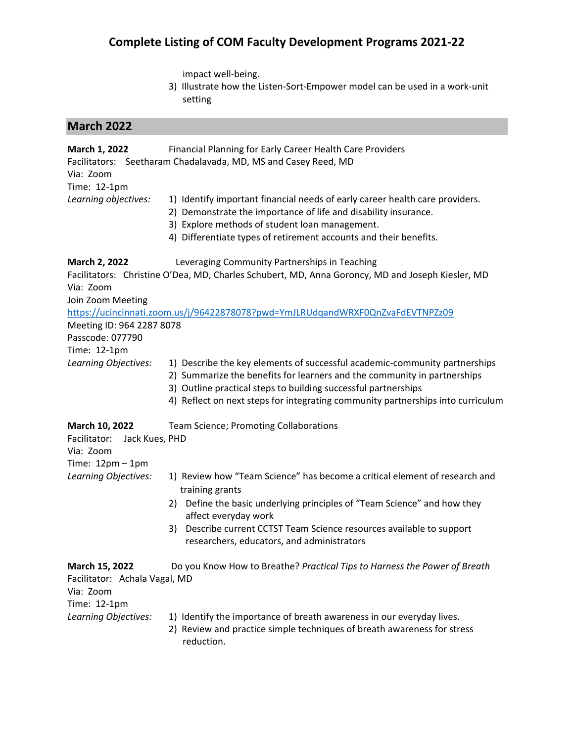impact well-being.

3) Illustrate how the Listen-Sort-Empower model can be used in a work-unit setting

## March 2022

**March 1, 2022** Financial Planning for Early Career Health Care Providers
Facilitators: Seetharam Chadalavada, MD, MS and Casey Reed, MD
Via: Zoom
Time: 12-1pm
*Learning objectives:*
1) Identify important financial needs of early career health care providers.
2) Demonstrate the importance of life and disability insurance.
3) Explore methods of student loan management.
4) Differentiate types of retirement accounts and their benefits.

**March 2, 2022** Leveraging Community Partnerships in Teaching
Facilitators: Christine O'Dea, MD, Charles Schubert, MD, Anna Goroncy, MD and Joseph Kiesler, MD
Via: Zoom
Join Zoom Meeting
https://ucincinnati.zoom.us/j/96422878078?pwd=YmJLRUdqandWRXF0QnZvaFdEVTNPZz09
Meeting ID: 964 2287 8078
Passcode: 077790
Time: 12-1pm
*Learning Objectives:*
1) Describe the key elements of successful academic-community partnerships
2) Summarize the benefits for learners and the community in partnerships
3) Outline practical steps to building successful partnerships
4) Reflect on next steps for integrating community partnerships into curriculum

**March 10, 2022** Team Science; Promoting Collaborations
Facilitator: Jack Kues, PHD
Via: Zoom
Time: 12pm – 1pm
*Learning Objectives:*
1) Review how "Team Science" has become a critical element of research and training grants
2) Define the basic underlying principles of "Team Science" and how they affect everyday work
3) Describe current CCTST Team Science resources available to support researchers, educators, and administrators

**March 15, 2022** Do you Know How to Breathe? *Practical Tips to Harness the Power of Breath*
Facilitator: Achala Vagal, MD
Via: Zoom
Time: 12-1pm
*Learning Objectives:*
1) Identify the importance of breath awareness in our everyday lives.
2) Review and practice simple techniques of breath awareness for stress reduction.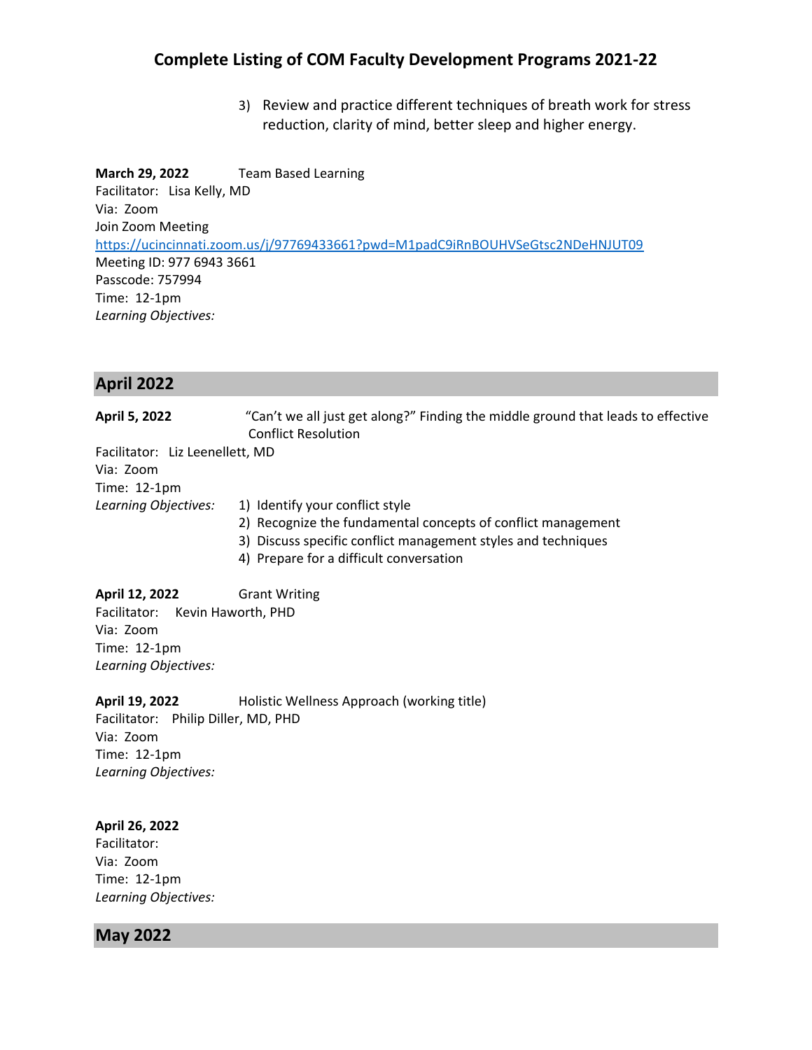3) Review and practice different techniques of breath work for stress reduction, clarity of mind, better sleep and higher energy.

**March 29, 2022** Team Based Learning
Facilitator: Lisa Kelly, MD
Via: Zoom
Join Zoom Meeting
https://ucincinnati.zoom.us/j/97769433661?pwd=M1padC9iRnBOUHVSeGtsc2NDeHNJUT09
Meeting ID: 977 6943 3661
Passcode: 757994
Time: 12-1pm
*Learning Objectives:*

## April 2022

**April 5, 2022** "Can't we all just get along?" Finding the middle ground that leads to effective Conflict Resolution
Facilitator: Liz Leenellett, MD
Via: Zoom
Time: 12-1pm
*Learning Objectives:*
1) Identify your conflict style
2) Recognize the fundamental concepts of conflict management
3) Discuss specific conflict management styles and techniques
4) Prepare for a difficult conversation

**April 12, 2022** Grant Writing
Facilitator: Kevin Haworth, PHD
Via: Zoom
Time: 12-1pm
*Learning Objectives:*

**April 19, 2022** Holistic Wellness Approach (working title)
Facilitator: Philip Diller, MD, PHD
Via: Zoom
Time: 12-1pm
*Learning Objectives:*

**April 26, 2022**
Facilitator:
Via: Zoom
Time: 12-1pm
*Learning Objectives:*

## May 2022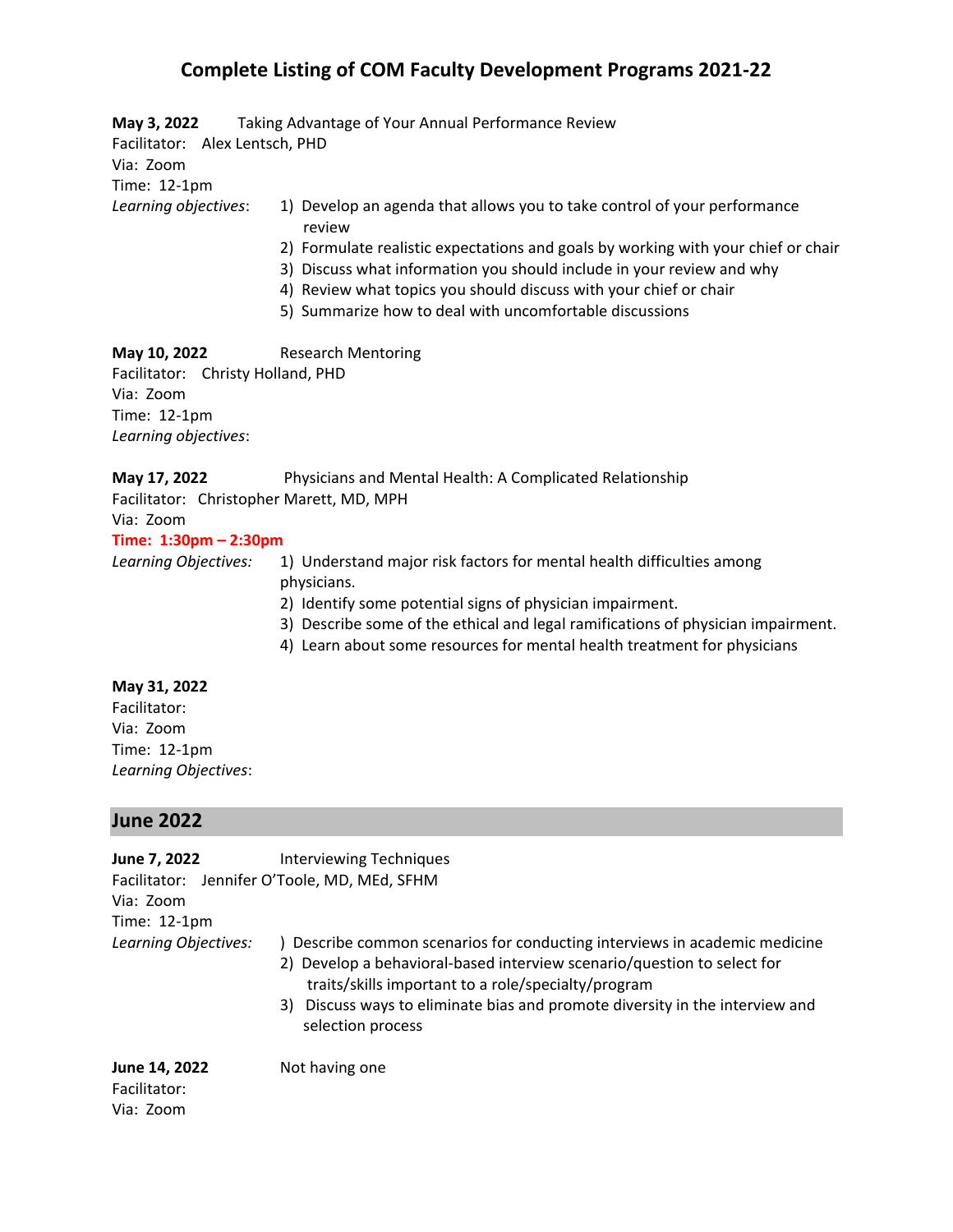# Complete Listing of COM Faculty Development Programs 2021-22

**May 3, 2022** Taking Advantage of Your Annual Performance Review
Facilitator: Alex Lentsch, PHD
Via: Zoom
Time: 12-1pm
*Learning objectives*:
1) Develop an agenda that allows you to take control of your performance review
2) Formulate realistic expectations and goals by working with your chief or chair
3) Discuss what information you should include in your review and why
4) Review what topics you should discuss with your chief or chair
5) Summarize how to deal with uncomfortable discussions

**May 10, 2022** Research Mentoring
Facilitator: Christy Holland, PHD
Via: Zoom
Time: 12-1pm
*Learning objectives*:

**May 17, 2022** Physicians and Mental Health: A Complicated Relationship
Facilitator: Christopher Marett, MD, MPH
Via: Zoom
**Time: 1:30pm – 2:30pm**
*Learning Objectives:*
1) Understand major risk factors for mental health difficulties among physicians.
2) Identify some potential signs of physician impairment.
3) Describe some of the ethical and legal ramifications of physician impairment.
4) Learn about some resources for mental health treatment for physicians

**May 31, 2022**
Facilitator:
Via: Zoom
Time: 12-1pm
*Learning Objectives*:

## June 2022

**June 7, 2022** Interviewing Techniques
Facilitator: Jennifer O'Toole, MD, MEd, SFHM
Via: Zoom
Time: 12-1pm
*Learning Objectives:*
) Describe common scenarios for conducting interviews in academic medicine
2) Develop a behavioral-based interview scenario/question to select for traits/skills important to a role/specialty/program
3) Discuss ways to eliminate bias and promote diversity in the interview and selection process

**June 14, 2022** Not having one
Facilitator:
Via: Zoom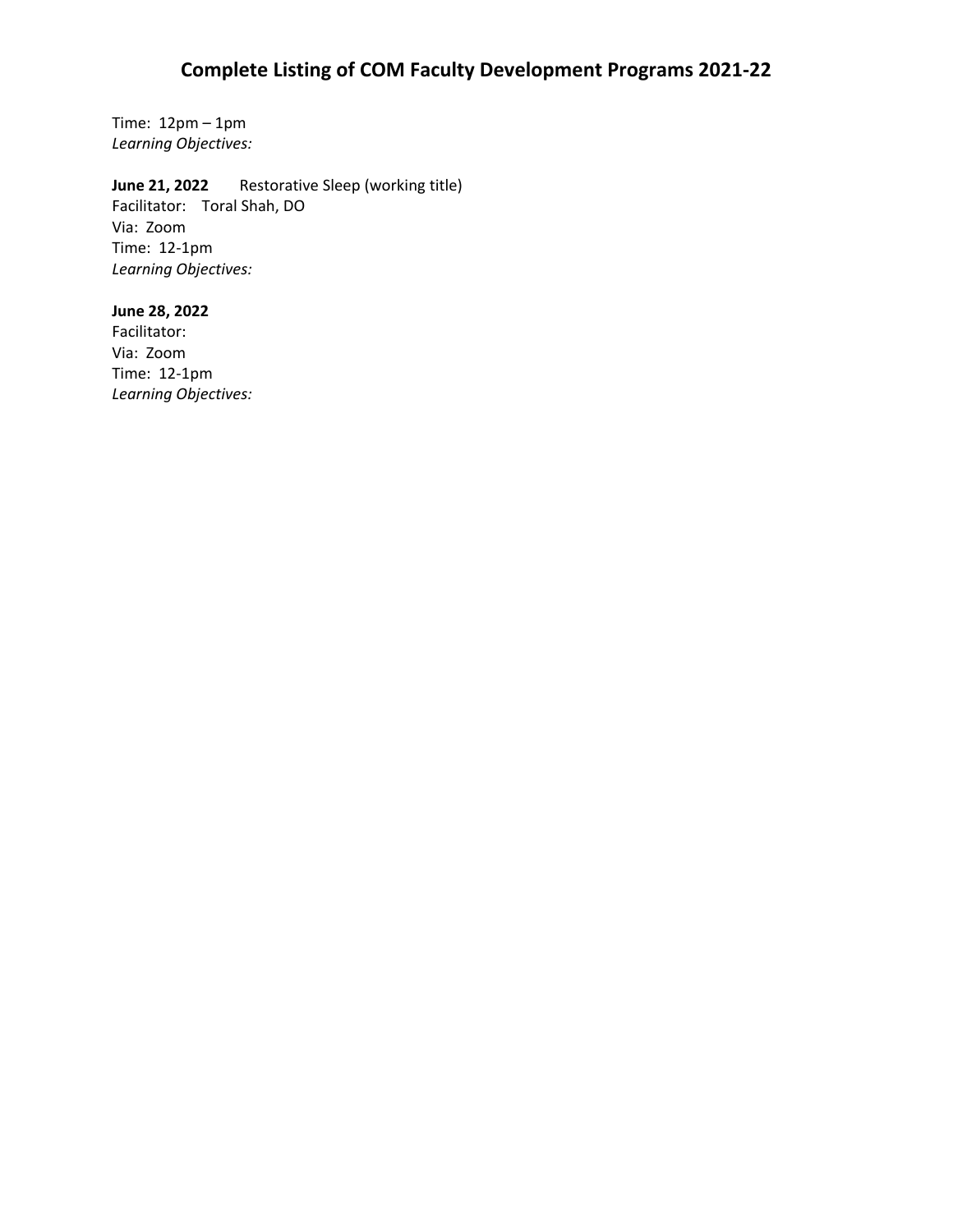Time: 12pm – 1pm
*Learning Objectives:*

**June 21, 2022** Restorative Sleep (working title)
Facilitator: Toral Shah, DO
Via: Zoom
Time: 12-1pm
*Learning Objectives:*

**June 28, 2022**
Facilitator:
Via: Zoom
Time: 12-1pm
*Learning Objectives:*